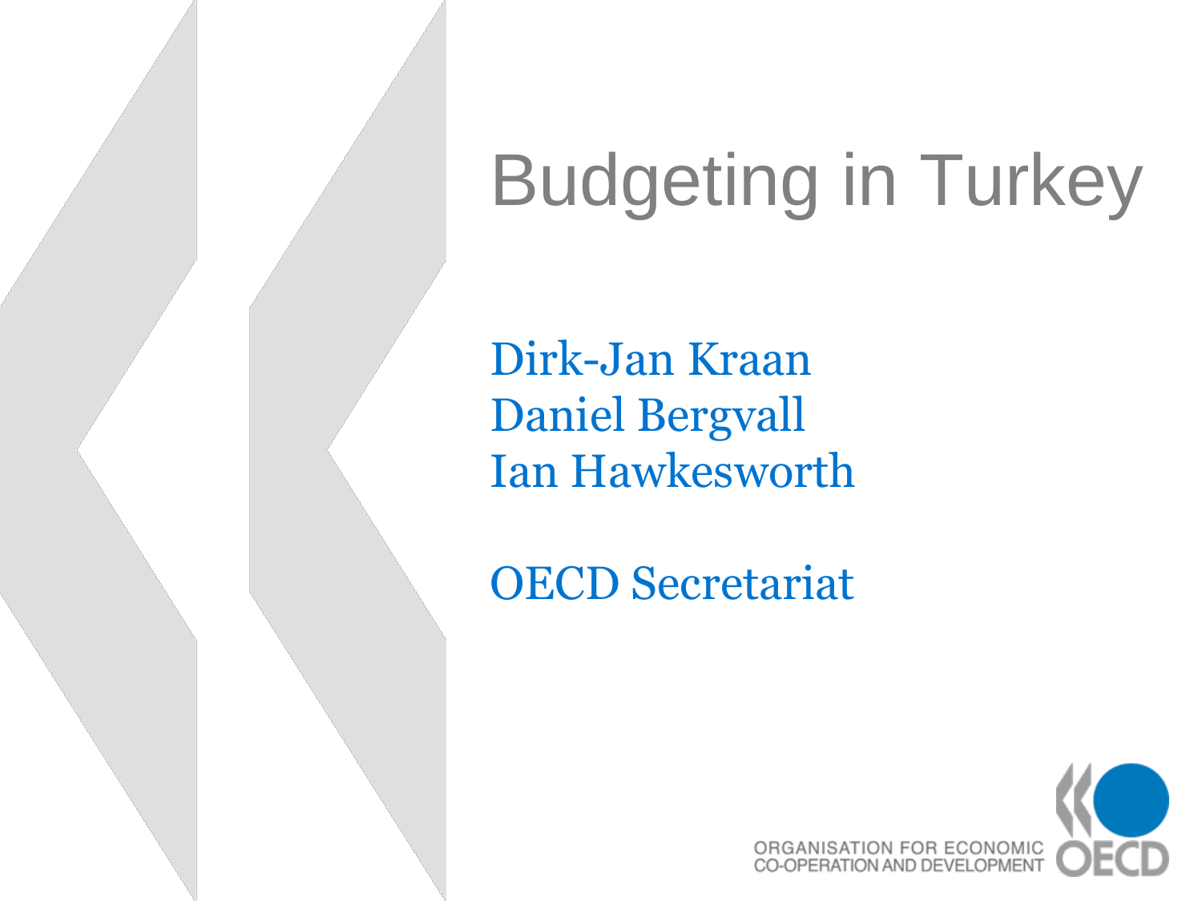# Budgeting in Turkey

Dirk-Jan Kraan
Daniel Bergvall
Ian Hawkesworth

OECD Secretariat

ORGANISATION FOR ECONOMIC CO-OPERATION AND DEVELOPMENT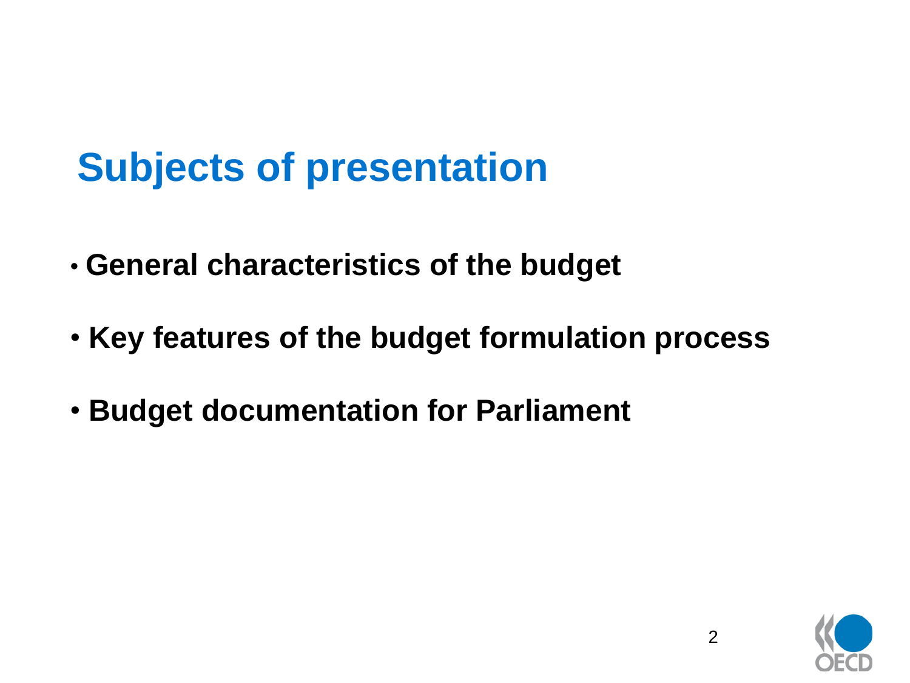# Subjects of presentation

- **General characteristics of the budget**
- **Key features of the budget formulation process**
- **Budget documentation for Parliament**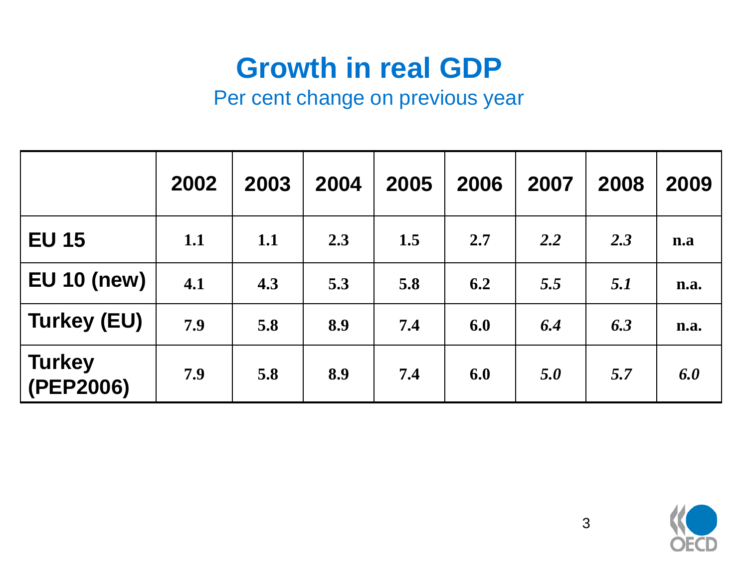# Growth in real GDP

Per cent change on previous year

| | 2002 | 2003 | 2004 | 2005 | 2006 | 2007 | 2008 | 2009 |
|---|---|---|---|---|---|---|---|---|
| **EU 15** | **1.1** | **1.1** | **2.3** | **1.5** | **2.7** | ***2.2*** | ***2.3*** | **n.a** |
| **EU 10 (new)** | **4.1** | **4.3** | **5.3** | **5.8** | **6.2** | ***5.5*** | ***5.1*** | **n.a.** |
| **Turkey (EU)** | **7.9** | **5.8** | **8.9** | **7.4** | **6.0** | ***6.4*** | ***6.3*** | **n.a.** |
| **Turkey (PEP2006)** | **7.9** | **5.8** | **8.9** | **7.4** | **6.0** | ***5.0*** | ***5.7*** | ***6.0*** |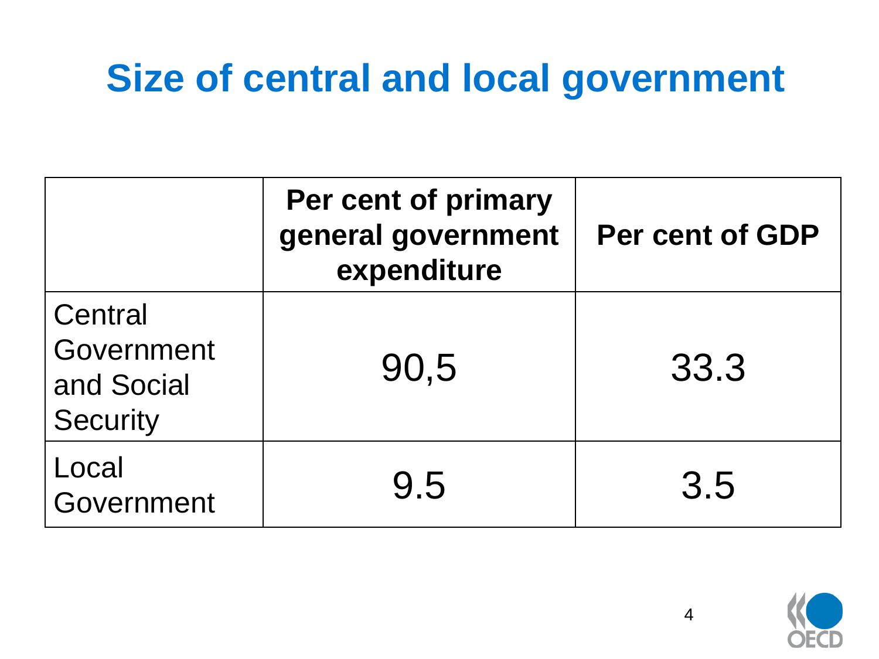# Size of central and local government

| | Per cent of primary general government expenditure | Per cent of GDP |
|---|---|---|
| Central Government and Social Security | 90,5 | 33.3 |
| Local Government | 9.5 | 3.5 |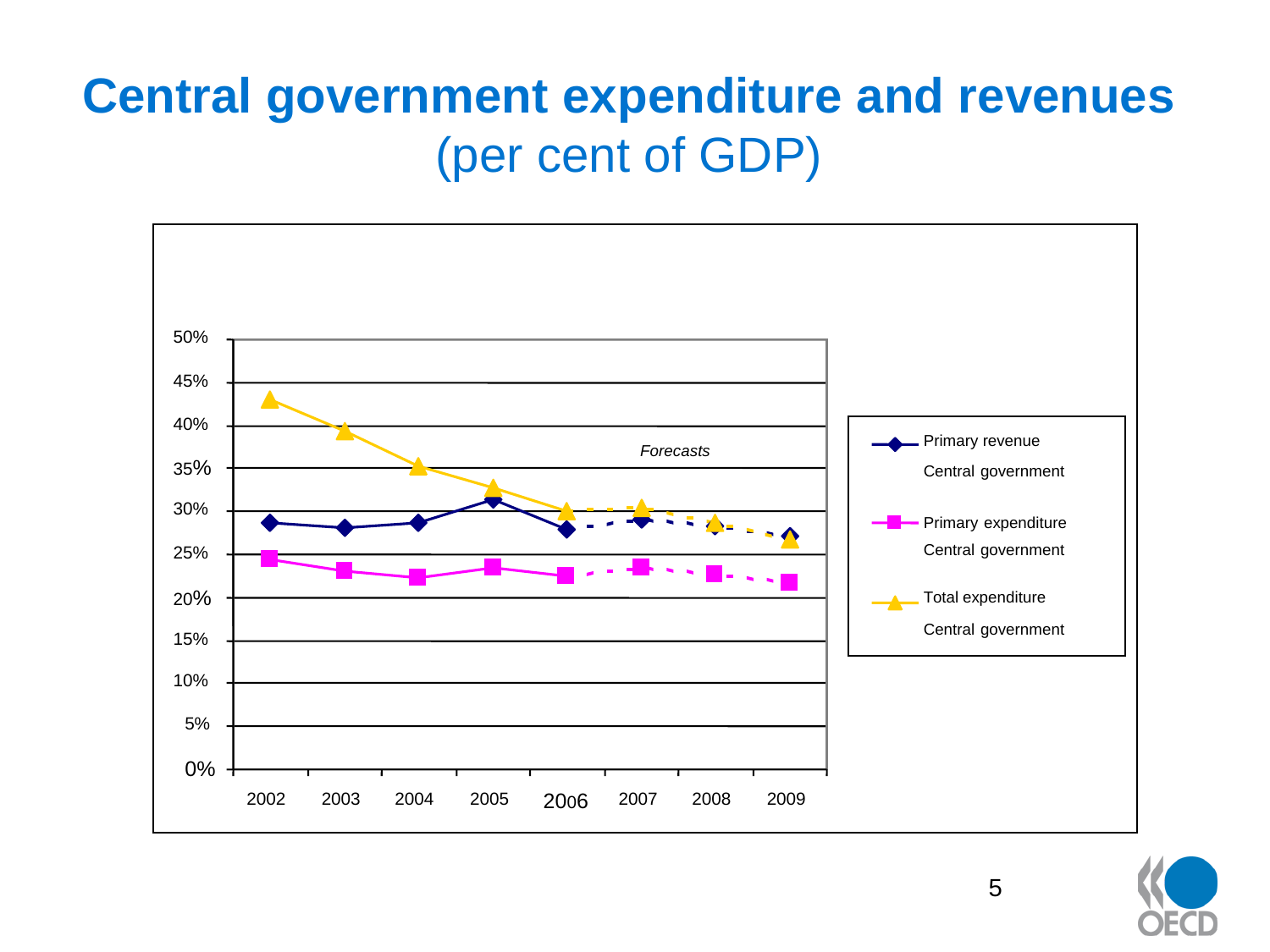# Central government expenditure and revenues (per cent of GDP)

50%
45%
40%
35%
30%
25%
20%
15%
10%
5%
0%

2002 2003 2004 2005 2006 2007 2008 2009

*Forecasts*

- Primary revenue Central government
- Primary expenditure Central government
- Total expenditure Central government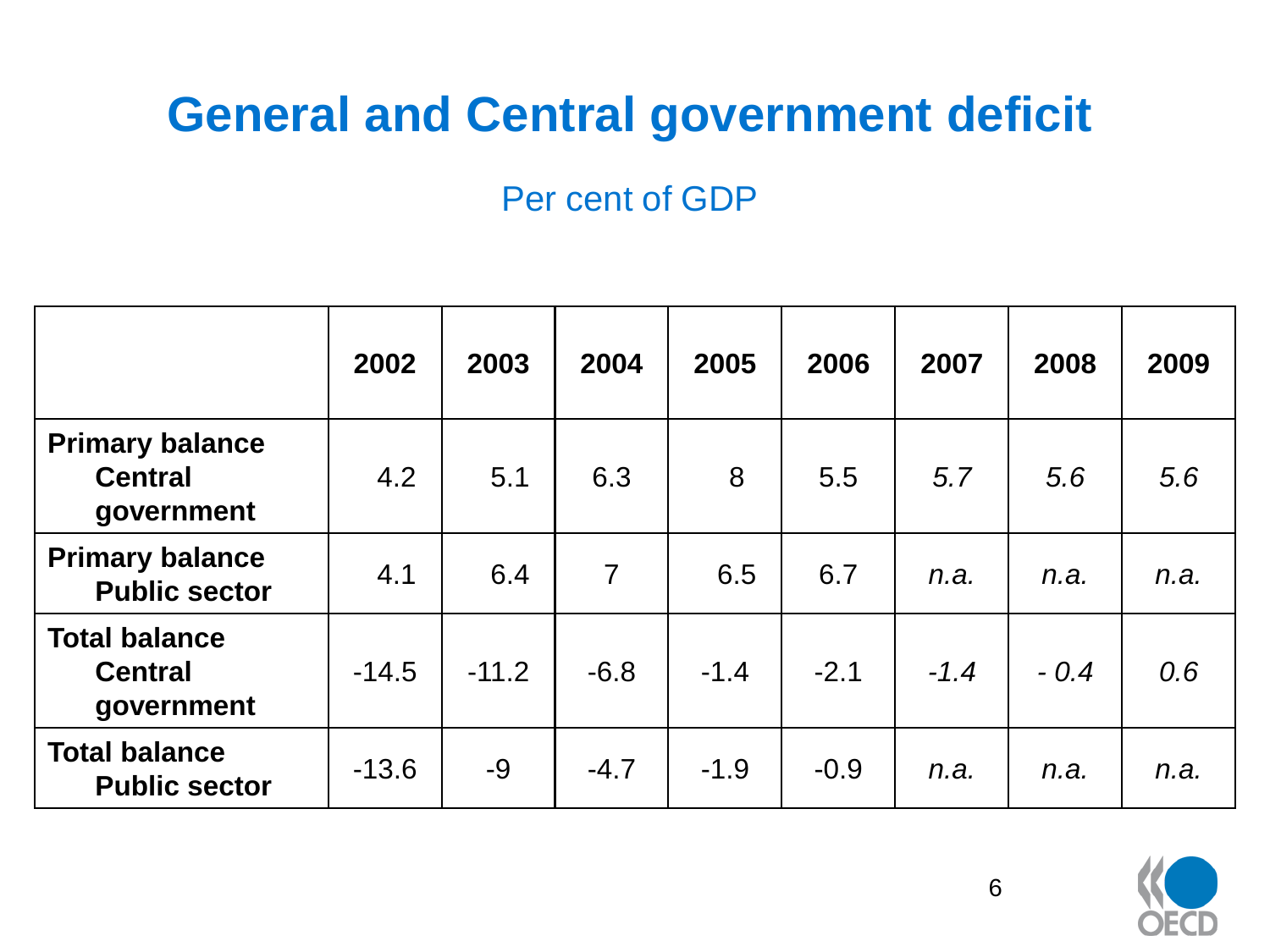# General and Central government deficit

Per cent of GDP

| | 2002 | 2003 | 2004 | 2005 | 2006 | 2007 | 2008 | 2009 |
|---|---|---|---|---|---|---|---|---|
| **Primary balance Central government** | 4.2 | 5.1 | 6.3 | 8 | 5.5 | *5.7* | *5.6* | *5.6* |
| **Primary balance Public sector** | 4.1 | 6.4 | 7 | 6.5 | 6.7 | *n.a.* | *n.a.* | *n.a.* |
| **Total balance Central government** | -14.5 | -11.2 | -6.8 | -1.4 | -2.1 | *-1.4* | *- 0.4* | *0.6* |
| **Total balance Public sector** | -13.6 | -9 | -4.7 | -1.9 | -0.9 | *n.a.* | *n.a.* | *n.a.* |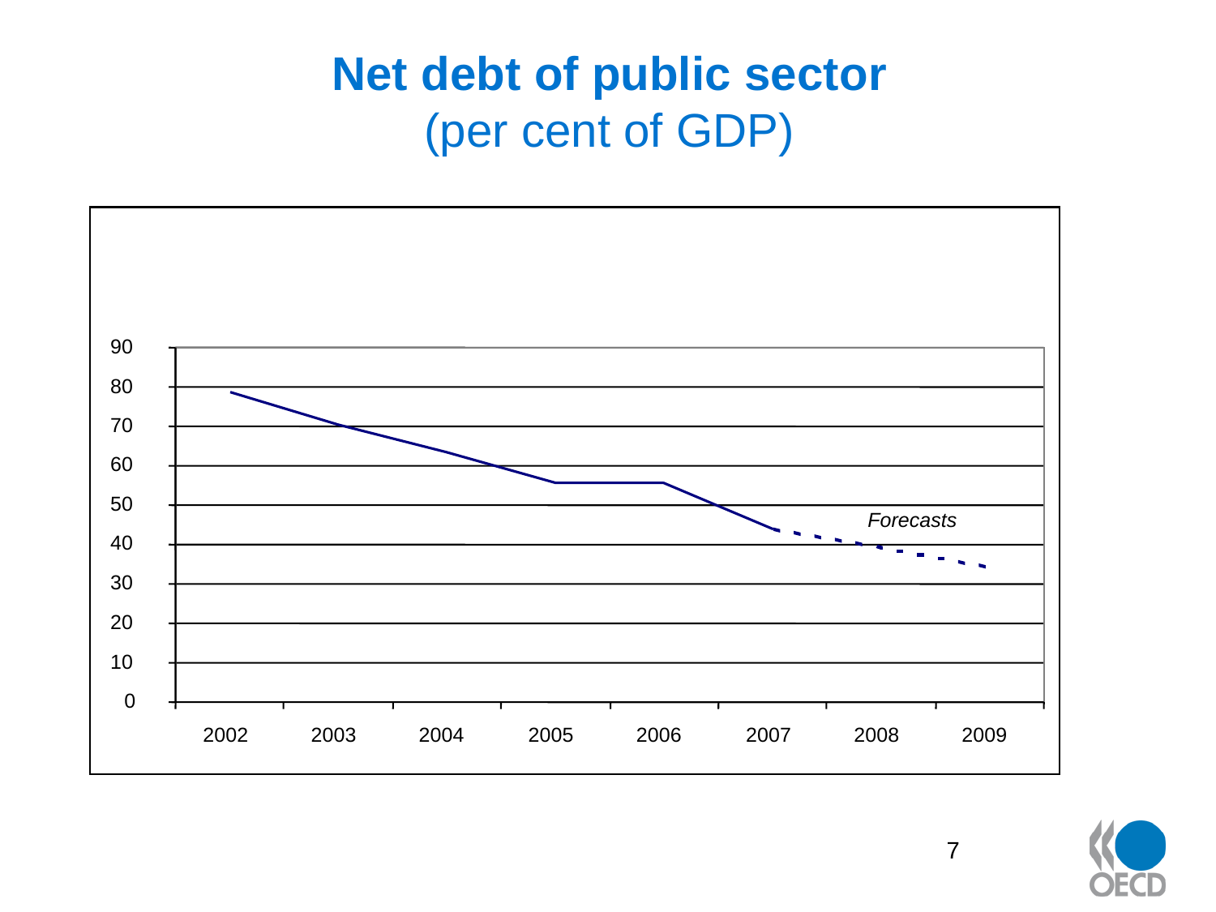# Net debt of public sector
(per cent of GDP)

*Forecasts*

90
80
70
60
50
40
30
20
10
0

2002 2003 2004 2005 2006 2007 2008 2009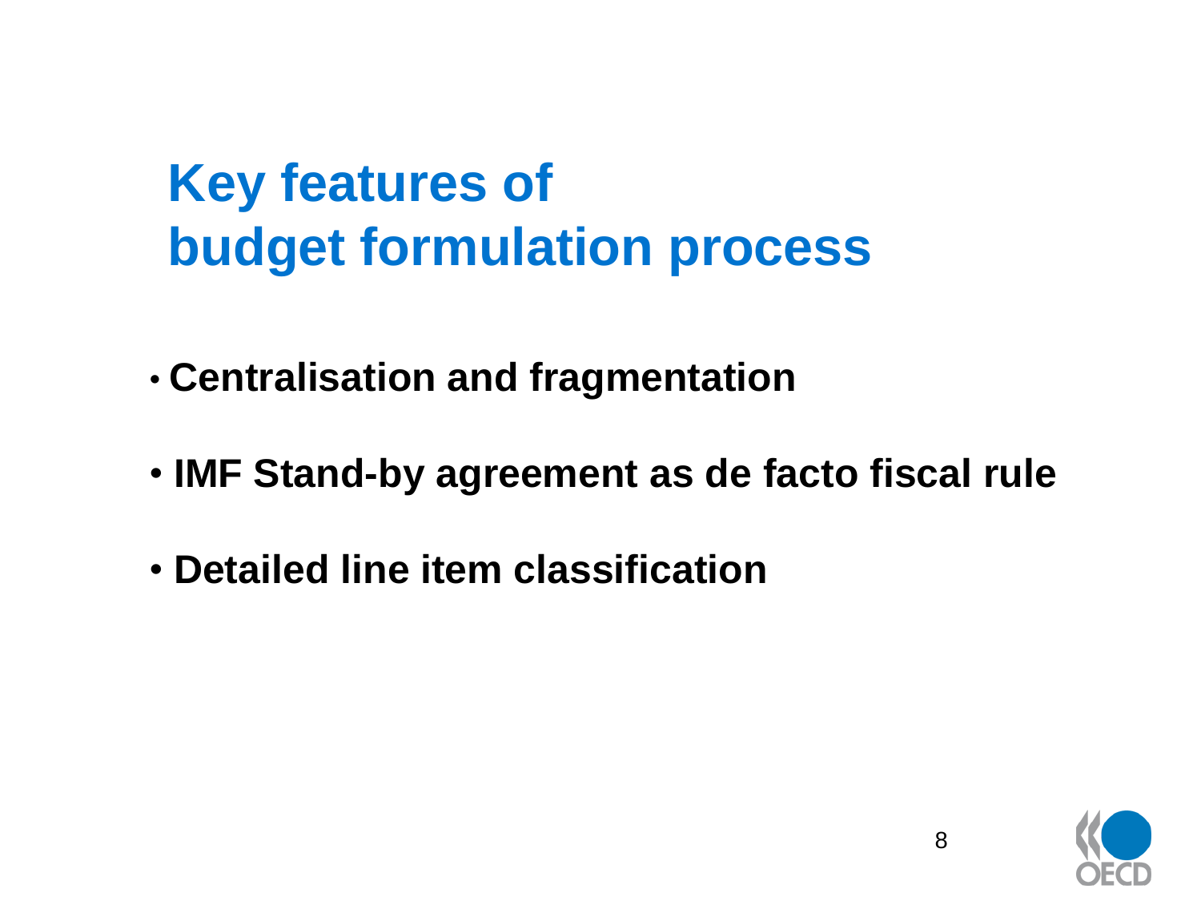# Key features of budget formulation process

- **Centralisation and fragmentation**
- **IMF Stand-by agreement as de facto fiscal rule**
- **Detailed line item classification**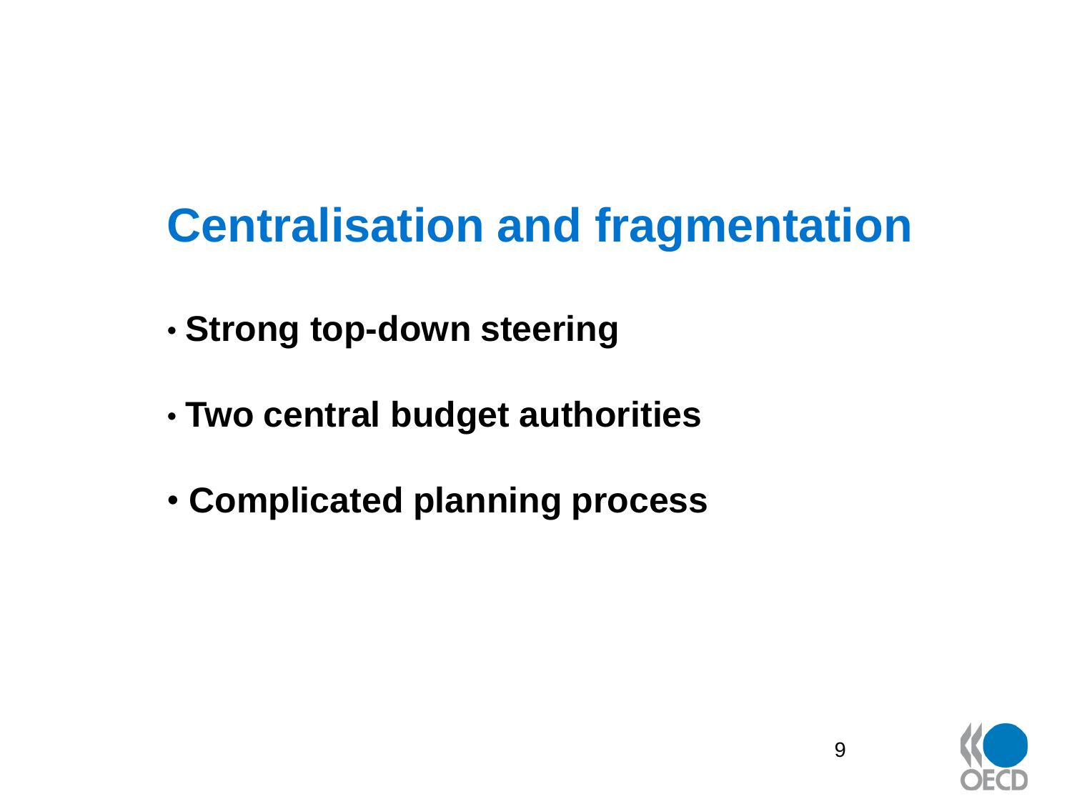# Centralisation and fragmentation

- **Strong top-down steering**
- **Two central budget authorities**
- **Complicated planning process**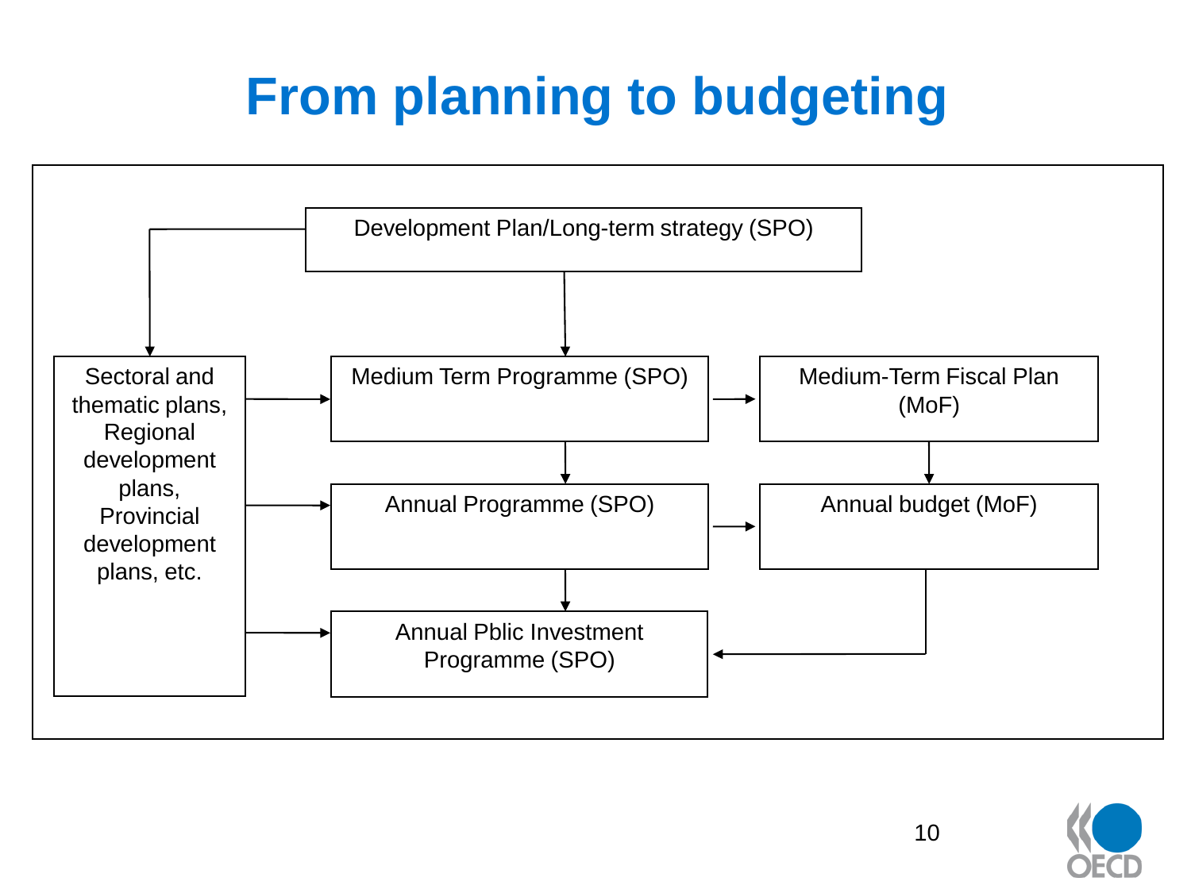# From planning to budgeting

Development Plan/Long-term strategy (SPO)

Sectoral and thematic plans, Regional development plans, Provincial development plans, etc.

Medium Term Programme (SPO)

Medium-Term Fiscal Plan (MoF)

Annual Programme (SPO)

Annual budget (MoF)

Annual Pblic Investment Programme (SPO)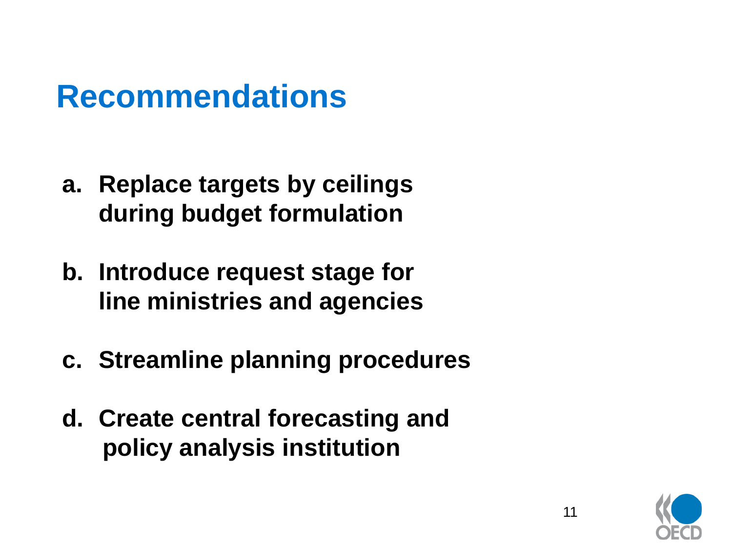# Recommendations

a. **Replace targets by ceilings during budget formulation**

b. **Introduce request stage for line ministries and agencies**

c. **Streamline planning procedures**

d. **Create central forecasting and policy analysis institution**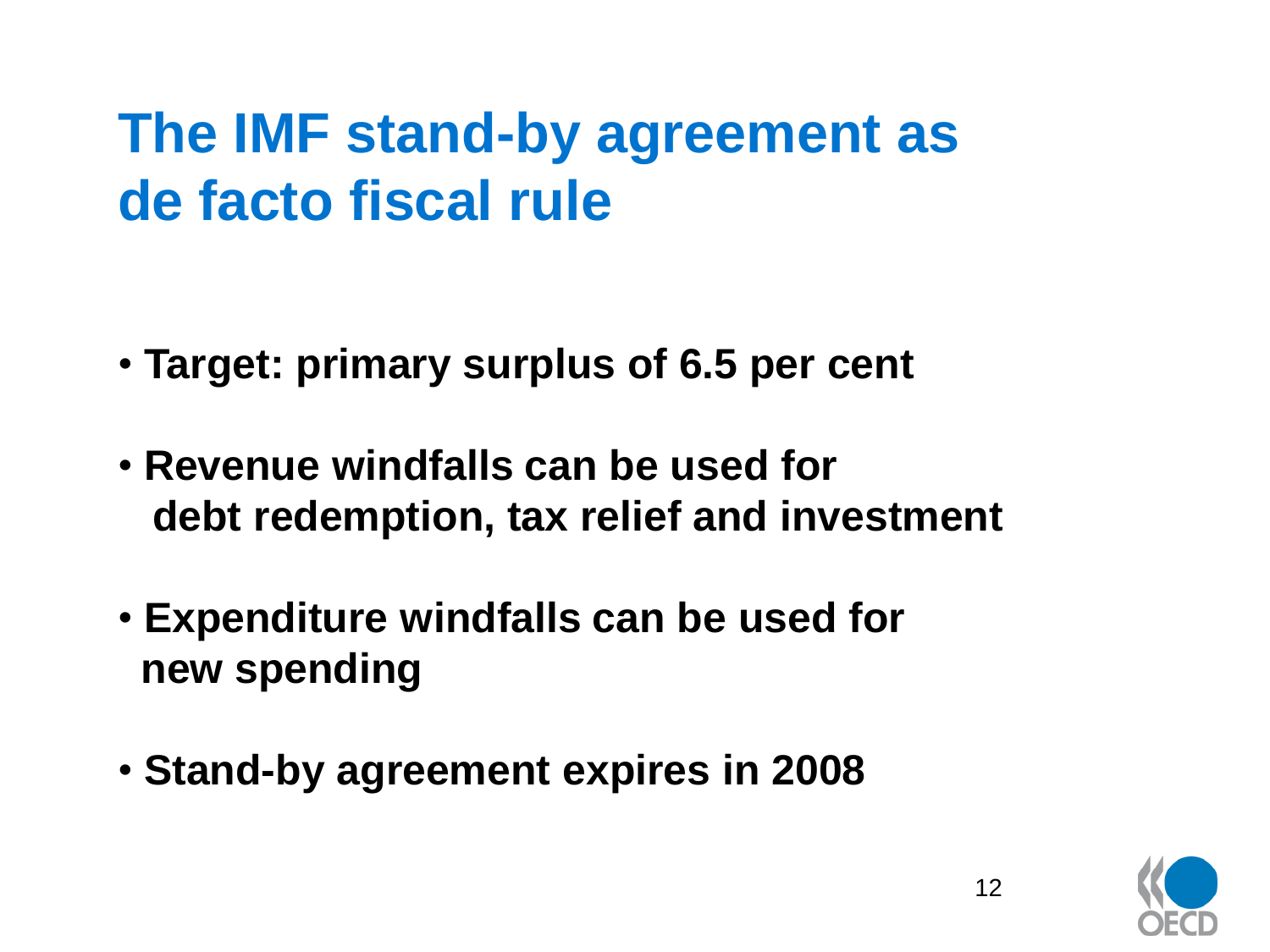# The IMF stand-by agreement as de facto fiscal rule

- Target: primary surplus of 6.5 per cent
- Revenue windfalls can be used for debt redemption, tax relief and investment
- Expenditure windfalls can be used for new spending
- Stand-by agreement expires in 2008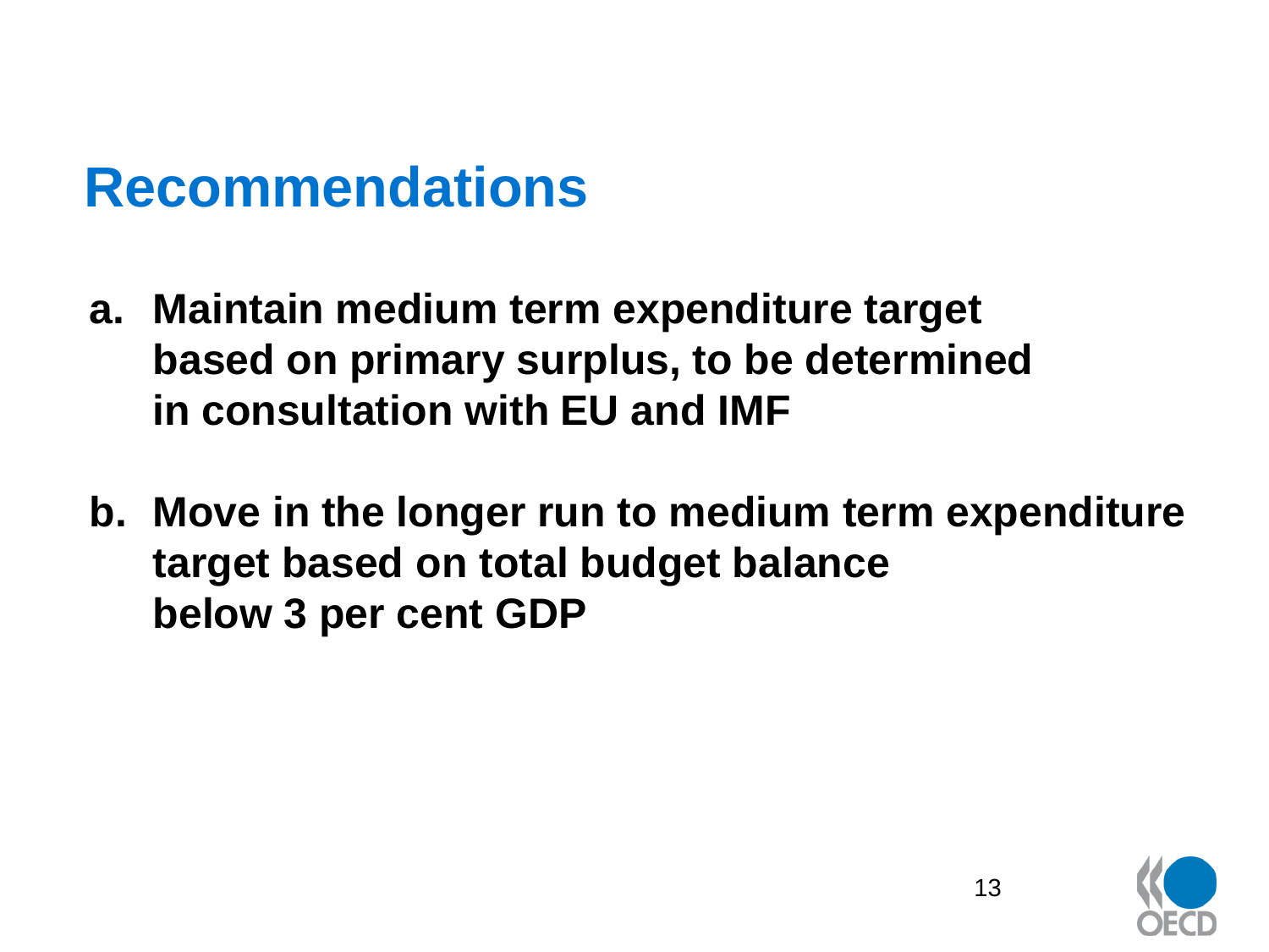# Recommendations

a. **Maintain medium term expenditure target based on primary surplus, to be determined in consultation with EU and IMF**

b. **Move in the longer run to medium term expenditure target based on total budget balance below 3 per cent GDP**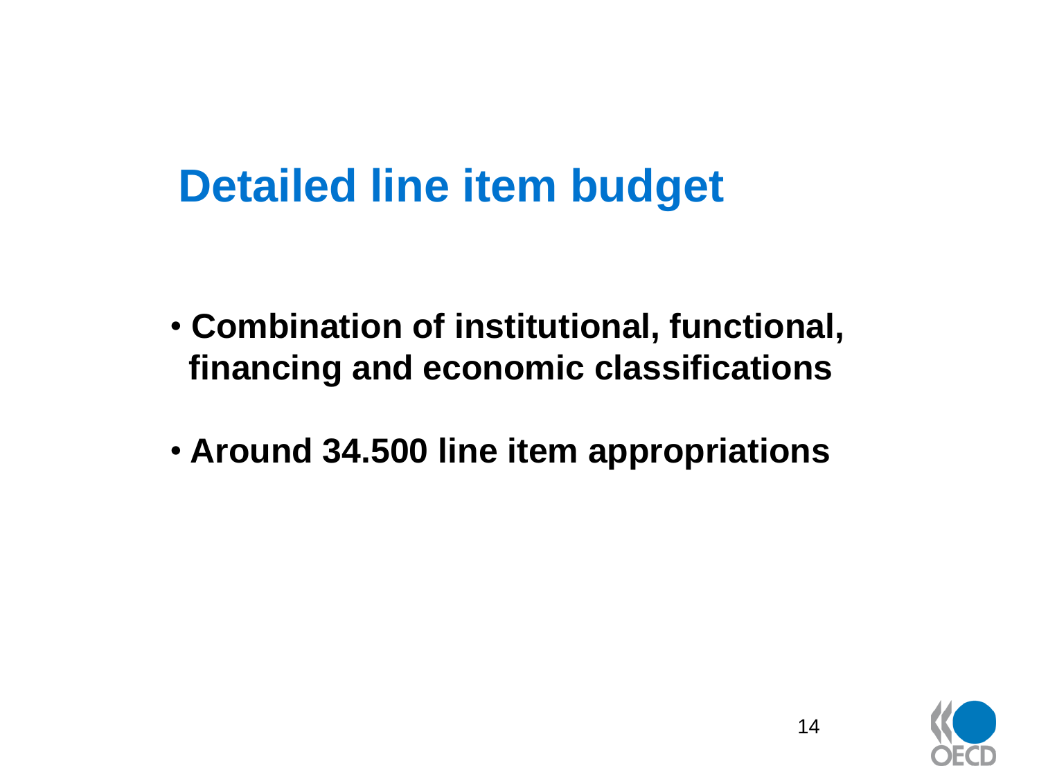# Detailed line item budget

- Combination of institutional, functional, financing and economic classifications
- Around 34.500 line item appropriations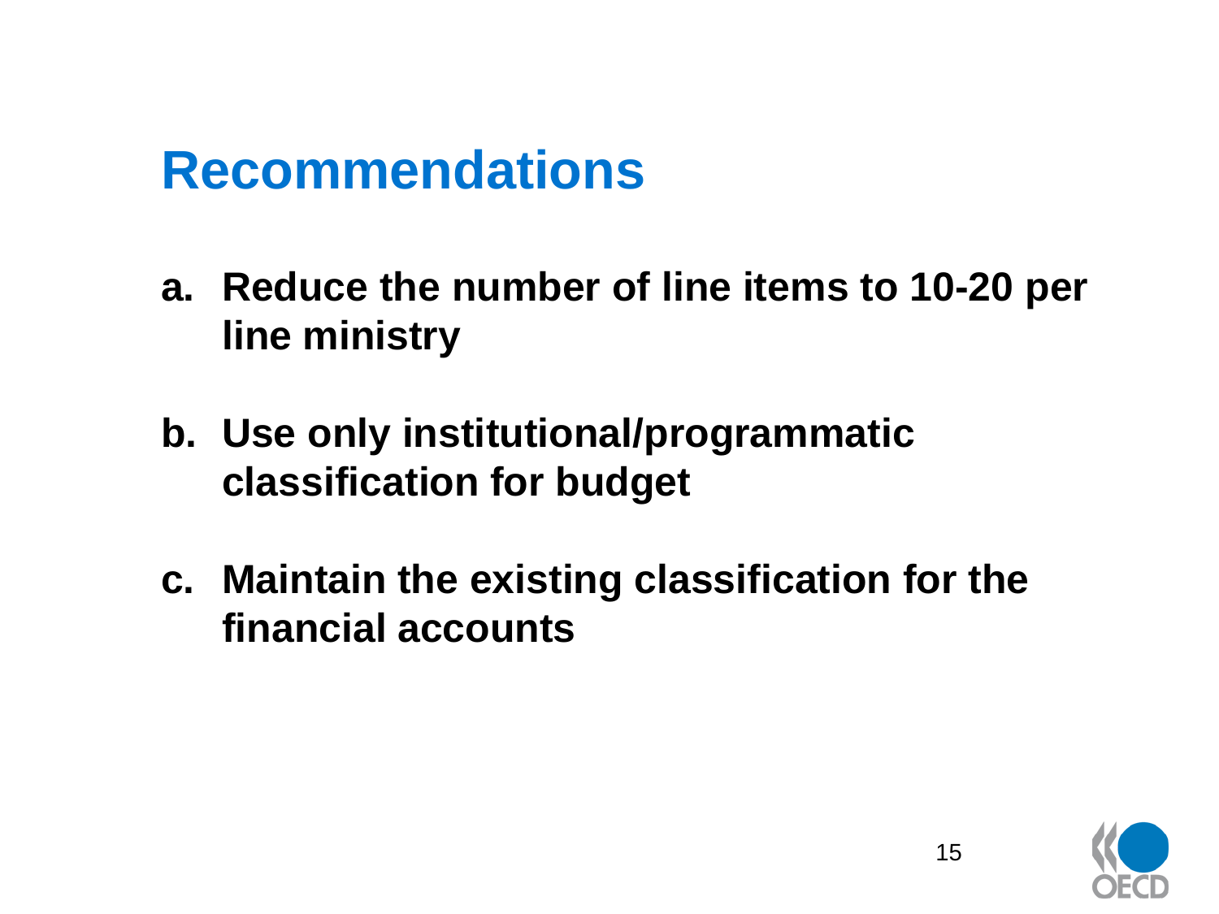# Recommendations

a. **Reduce the number of line items to 10-20 per line ministry**

b. **Use only institutional/programmatic classification for budget**

c. **Maintain the existing classification for the financial accounts**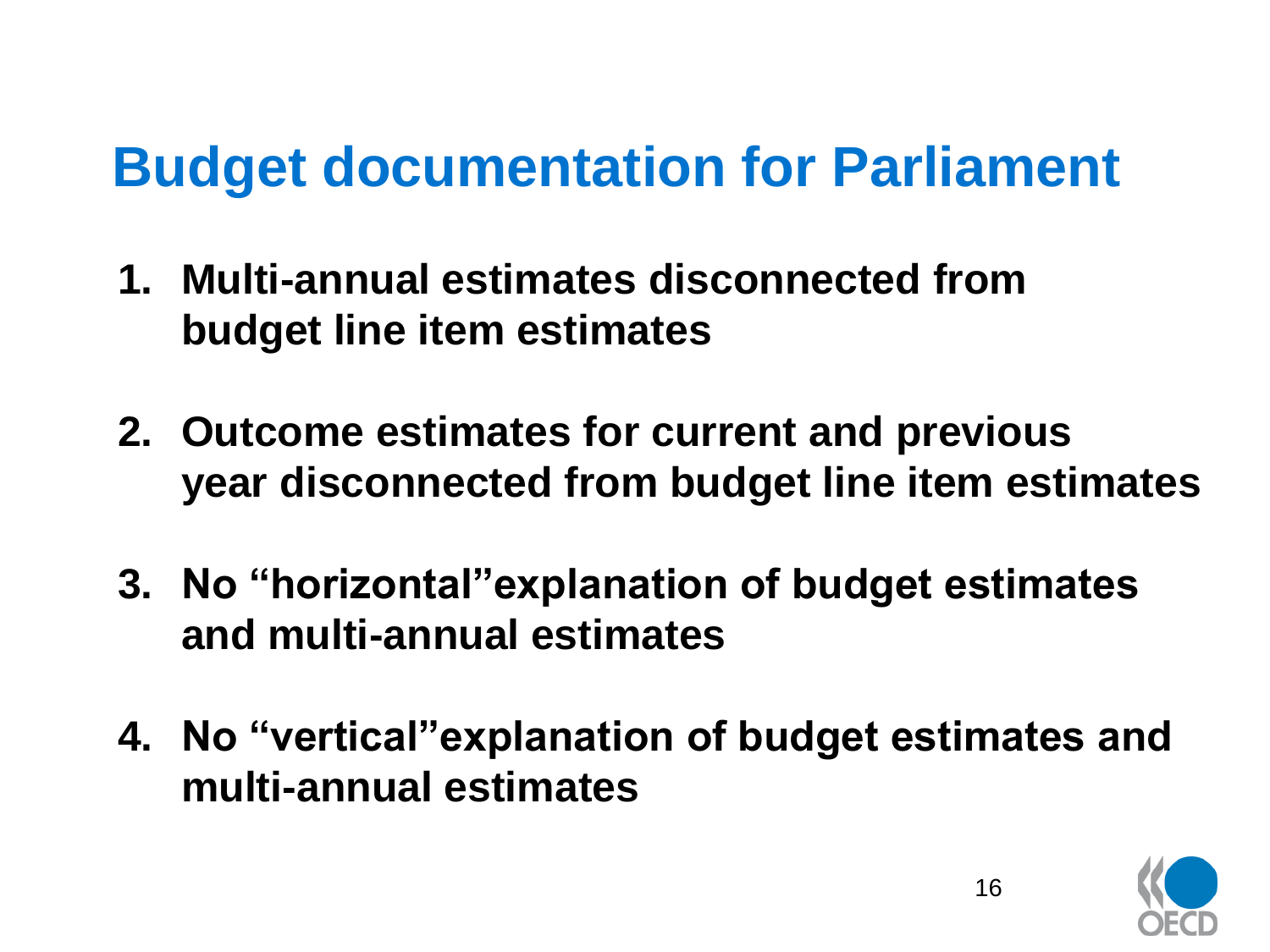# Budget documentation for Parliament

1. **Multi-annual estimates disconnected from budget line item estimates**
2. **Outcome estimates for current and previous year disconnected from budget line item estimates**
3. **No "horizontal"explanation of budget estimates and multi-annual estimates**
4. **No "vertical"explanation of budget estimates and multi-annual estimates**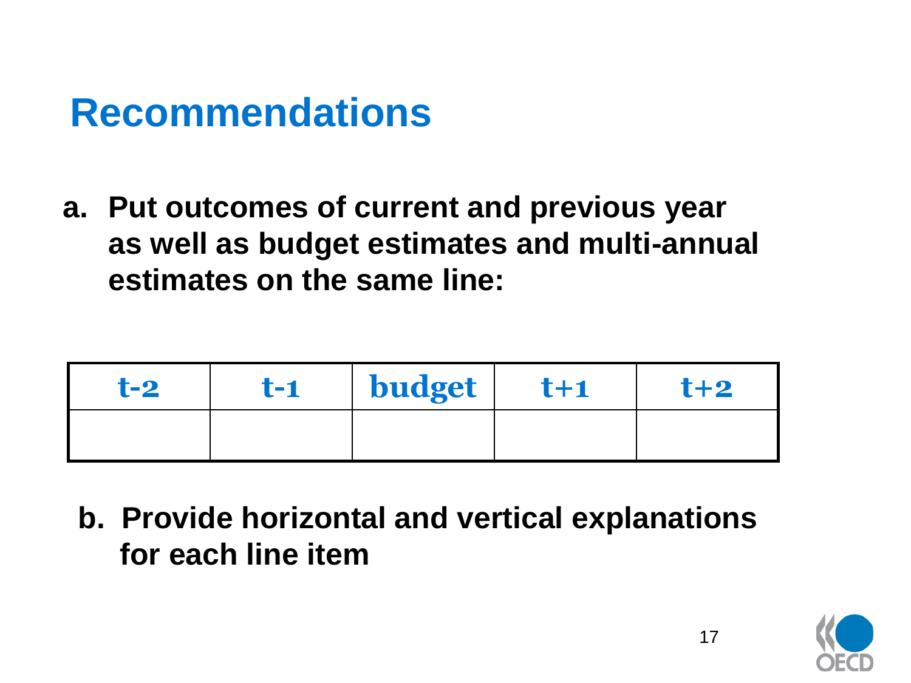# Recommendations

a. **Put outcomes of current and previous year as well as budget estimates and multi-annual estimates on the same line:**

| t-2 | t-1 | budget | t+1 | t+2 |
|---|---|---|---|---|
| | | | | |

b. **Provide horizontal and vertical explanations for each line item**